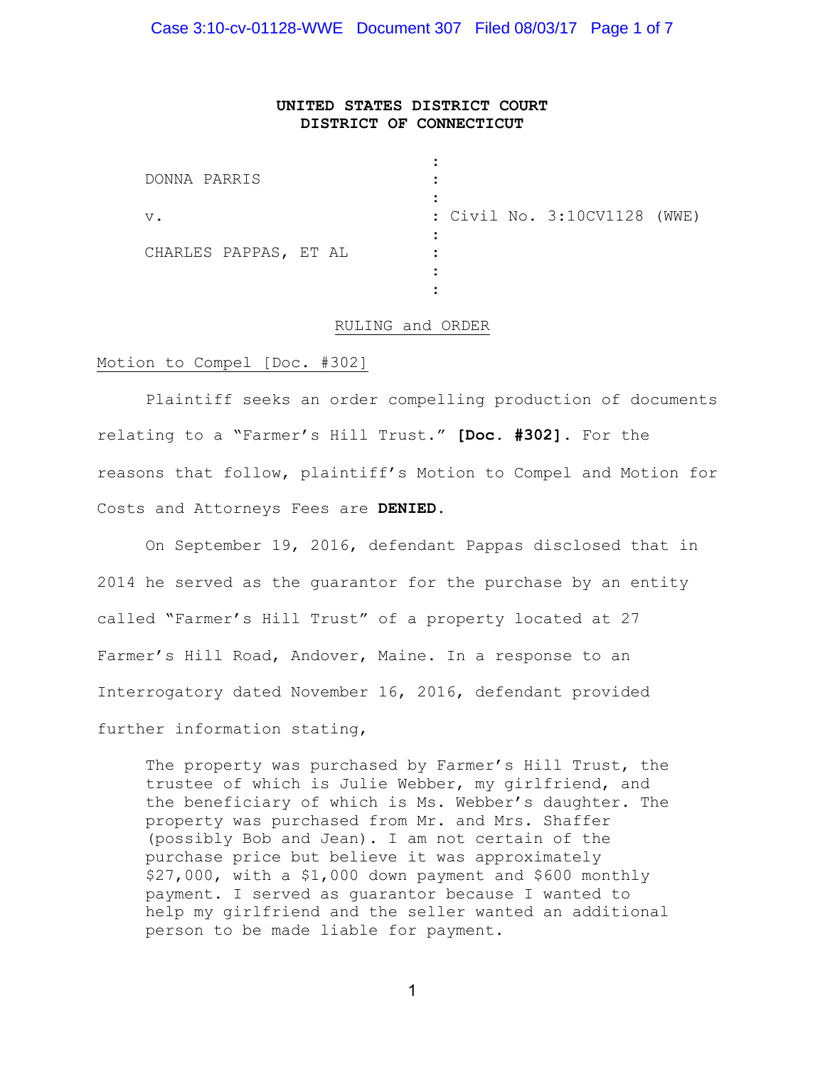**UNITED STATES DISTRICT COURT**
**DISTRICT OF CONNECTICUT**

| | | |
|---|---|---|
| DONNA PARRIS | : | |
| v. | : | Civil No. 3:10CV1128 (WWE) |
| CHARLES PAPPAS, ET AL | : | |

RULING and ORDER

Motion to Compel [Doc. #302]

Plaintiff seeks an order compelling production of documents relating to a "Farmer's Hill Trust." **[Doc. #302].** For the reasons that follow, plaintiff's Motion to Compel and Motion for Costs and Attorneys Fees are **DENIED.**

On September 19, 2016, defendant Pappas disclosed that in 2014 he served as the guarantor for the purchase by an entity called "Farmer's Hill Trust" of a property located at 27 Farmer's Hill Road, Andover, Maine. In a response to an Interrogatory dated November 16, 2016, defendant provided further information stating,

> The property was purchased by Farmer's Hill Trust, the trustee of which is Julie Webber, my girlfriend, and the beneficiary of which is Ms. Webber's daughter. The property was purchased from Mr. and Mrs. Shaffer (possibly Bob and Jean). I am not certain of the purchase price but believe it was approximately $27,000, with a $1,000 down payment and $600 monthly payment. I served as guarantor because I wanted to help my girlfriend and the seller wanted an additional person to be made liable for payment.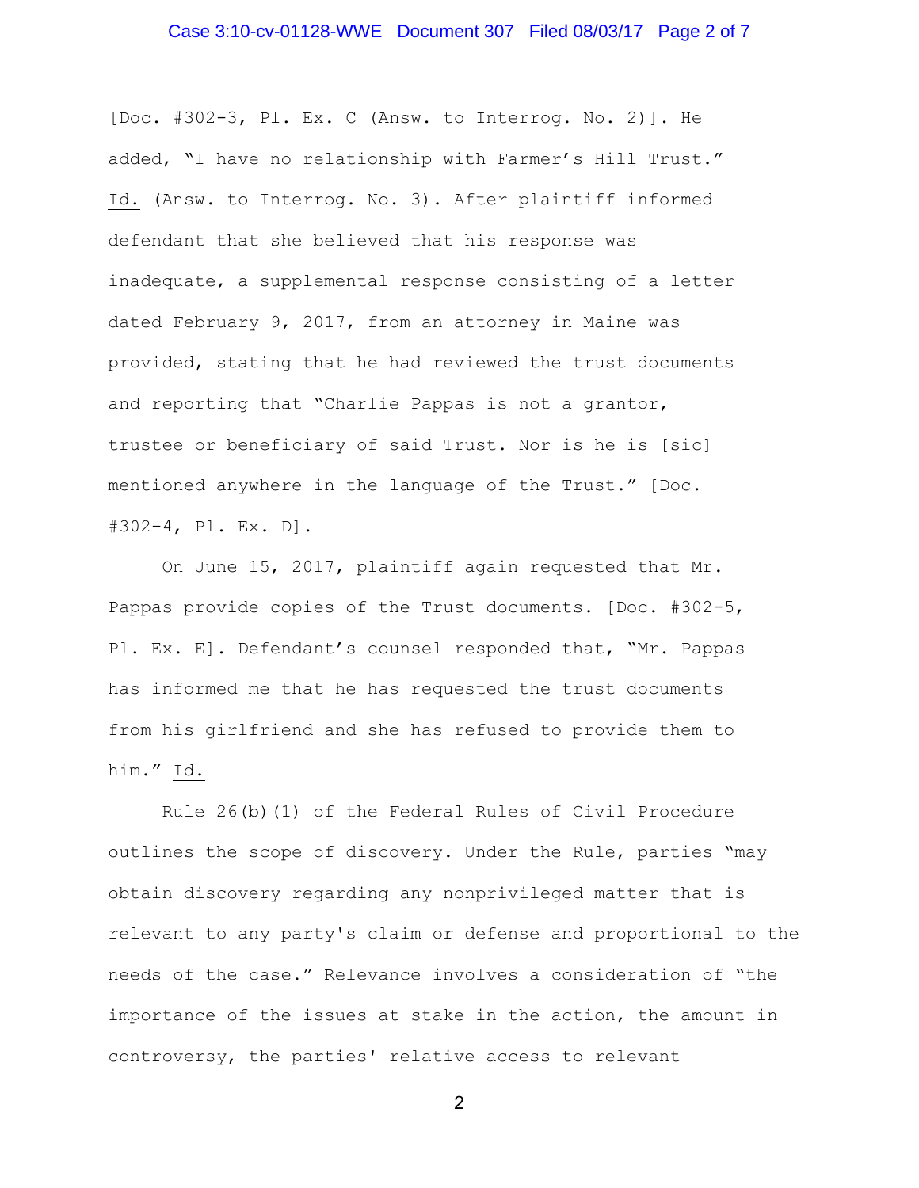[Doc. #302-3, Pl. Ex. C (Answ. to Interrog. No. 2)]. He added, "I have no relationship with Farmer's Hill Trust." Id. (Answ. to Interrog. No. 3). After plaintiff informed defendant that she believed that his response was inadequate, a supplemental response consisting of a letter dated February 9, 2017, from an attorney in Maine was provided, stating that he had reviewed the trust documents and reporting that "Charlie Pappas is not a grantor, trustee or beneficiary of said Trust. Nor is he is [sic] mentioned anywhere in the language of the Trust." [Doc. #302-4, Pl. Ex. D].

On June 15, 2017, plaintiff again requested that Mr. Pappas provide copies of the Trust documents. [Doc. #302-5, Pl. Ex. E]. Defendant's counsel responded that, "Mr. Pappas has informed me that he has requested the trust documents from his girlfriend and she has refused to provide them to him." Id.

Rule 26(b)(1) of the Federal Rules of Civil Procedure outlines the scope of discovery. Under the Rule, parties "may obtain discovery regarding any nonprivileged matter that is relevant to any party's claim or defense and proportional to the needs of the case." Relevance involves a consideration of "the importance of the issues at stake in the action, the amount in controversy, the parties' relative access to relevant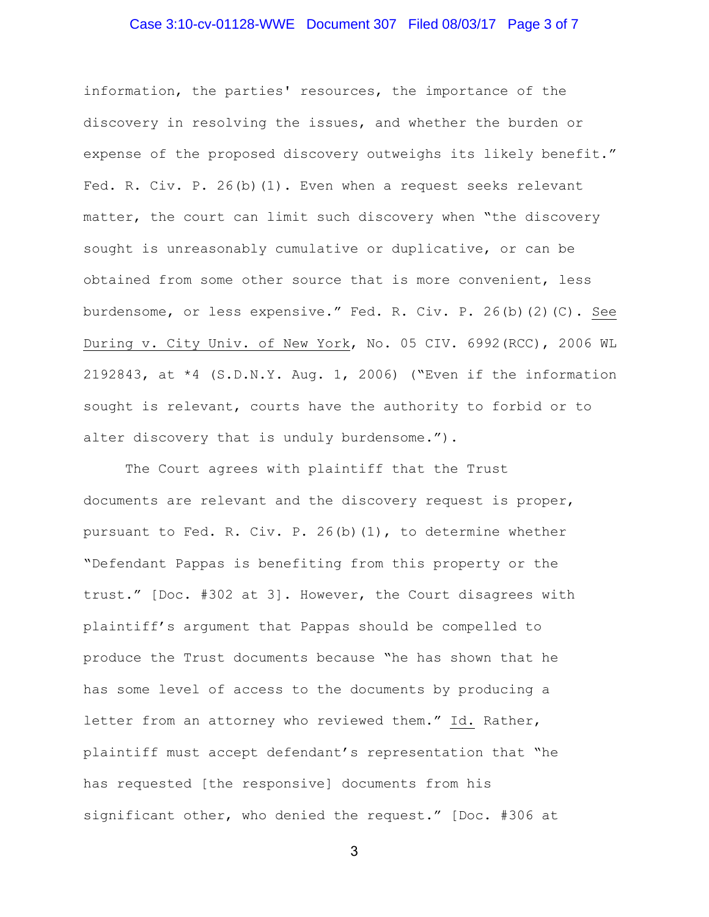information, the parties' resources, the importance of the discovery in resolving the issues, and whether the burden or expense of the proposed discovery outweighs its likely benefit." Fed. R. Civ. P. 26(b)(1). Even when a request seeks relevant matter, the court can limit such discovery when "the discovery sought is unreasonably cumulative or duplicative, or can be obtained from some other source that is more convenient, less burdensome, or less expensive." Fed. R. Civ. P. 26(b)(2)(C). See During v. City Univ. of New York, No. 05 CIV. 6992(RCC), 2006 WL 2192843, at *4 (S.D.N.Y. Aug. 1, 2006) ("Even if the information sought is relevant, courts have the authority to forbid or to alter discovery that is unduly burdensome.").

The Court agrees with plaintiff that the Trust documents are relevant and the discovery request is proper, pursuant to Fed. R. Civ. P. 26(b)(1), to determine whether "Defendant Pappas is benefiting from this property or the trust." [Doc. #302 at 3]. However, the Court disagrees with plaintiff's argument that Pappas should be compelled to produce the Trust documents because "he has shown that he has some level of access to the documents by producing a letter from an attorney who reviewed them." Id. Rather, plaintiff must accept defendant's representation that "he has requested [the responsive] documents from his significant other, who denied the request." [Doc. #306 at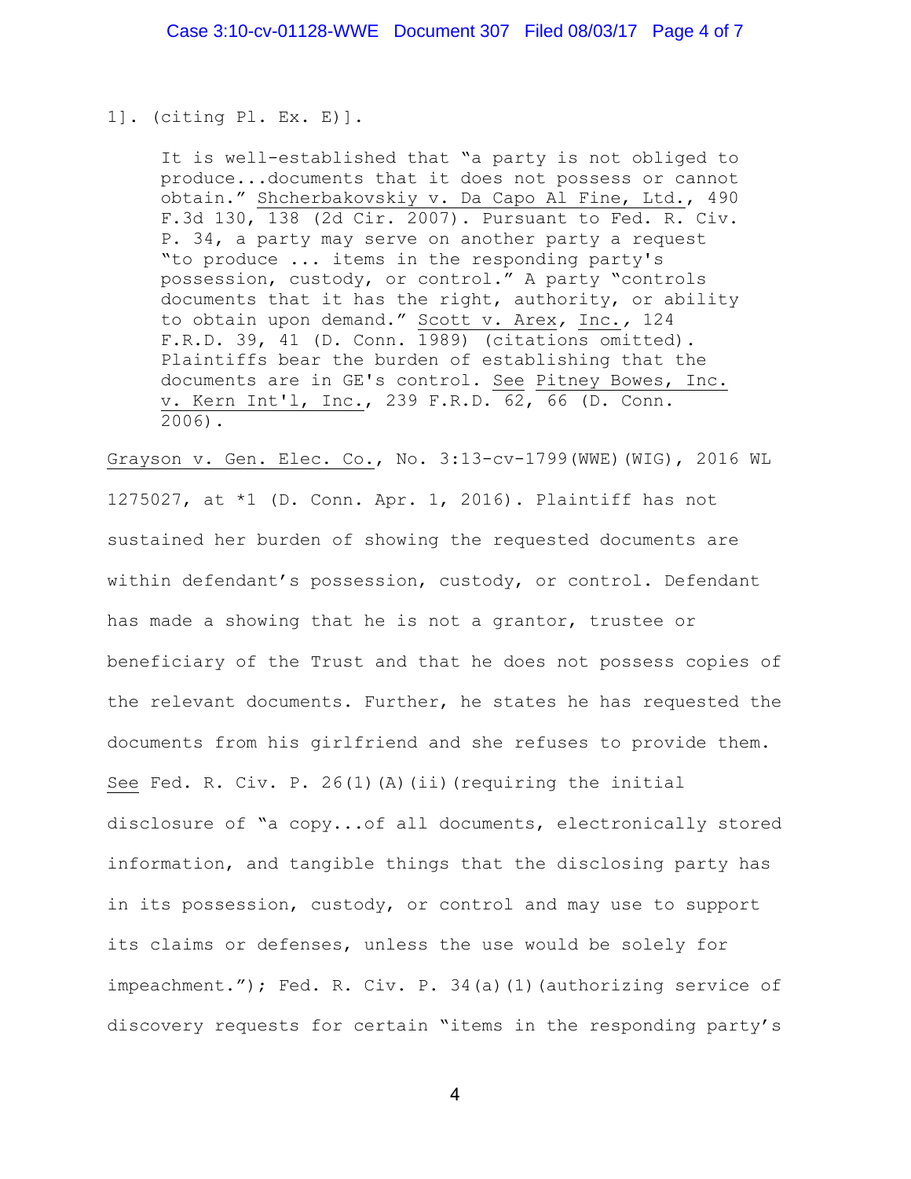1]. (citing Pl. Ex. E)].

> It is well-established that "a party is not obliged to produce...documents that it does not possess or cannot obtain." Shcherbakovskiy v. Da Capo Al Fine, Ltd., 490 F.3d 130, 138 (2d Cir. 2007). Pursuant to Fed. R. Civ. P. 34, a party may serve on another party a request "to produce ... items in the responding party's possession, custody, or control." A party "controls documents that it has the right, authority, or ability to obtain upon demand." Scott v. Arex, Inc., 124 F.R.D. 39, 41 (D. Conn. 1989) (citations omitted). Plaintiffs bear the burden of establishing that the documents are in GE's control. See Pitney Bowes, Inc. v. Kern Int'l, Inc., 239 F.R.D. 62, 66 (D. Conn. 2006).

Grayson v. Gen. Elec. Co., No. 3:13-cv-1799(WWE)(WIG), 2016 WL 1275027, at *1 (D. Conn. Apr. 1, 2016). Plaintiff has not sustained her burden of showing the requested documents are within defendant's possession, custody, or control. Defendant has made a showing that he is not a grantor, trustee or beneficiary of the Trust and that he does not possess copies of the relevant documents. Further, he states he has requested the documents from his girlfriend and she refuses to provide them. See Fed. R. Civ. P. 26(1)(A)(ii)(requiring the initial disclosure of "a copy...of all documents, electronically stored information, and tangible things that the disclosing party has in its possession, custody, or control and may use to support its claims or defenses, unless the use would be solely for impeachment."); Fed. R. Civ. P. 34(a)(1)(authorizing service of discovery requests for certain "items in the responding party's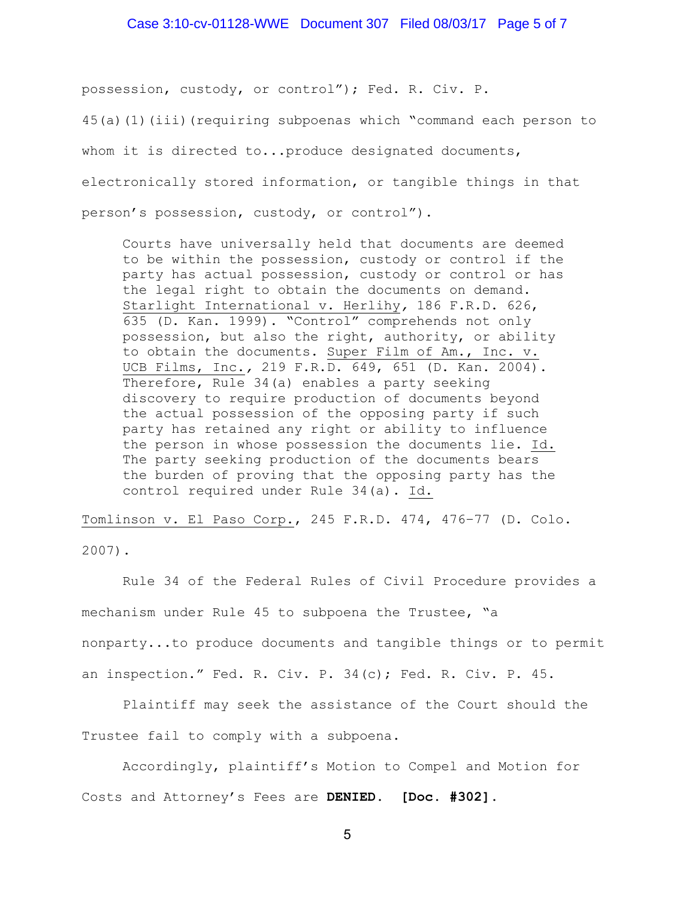possession, custody, or control"); Fed. R. Civ. P. 45(a)(1)(iii)(requiring subpoenas which "command each person to whom it is directed to...produce designated documents, electronically stored information, or tangible things in that person's possession, custody, or control").

> Courts have universally held that documents are deemed to be within the possession, custody or control if the party has actual possession, custody or control or has the legal right to obtain the documents on demand. Starlight International v. Herlihy, 186 F.R.D. 626, 635 (D. Kan. 1999). "Control" comprehends not only possession, but also the right, authority, or ability to obtain the documents. Super Film of Am., Inc. v. UCB Films, Inc., 219 F.R.D. 649, 651 (D. Kan. 2004). Therefore, Rule 34(a) enables a party seeking discovery to require production of documents beyond the actual possession of the opposing party if such party has retained any right or ability to influence the person in whose possession the documents lie. Id. The party seeking production of the documents bears the burden of proving that the opposing party has the control required under Rule 34(a). Id.

Tomlinson v. El Paso Corp., 245 F.R.D. 474, 476-77 (D. Colo. 2007).

Rule 34 of the Federal Rules of Civil Procedure provides a mechanism under Rule 45 to subpoena the Trustee, "a nonparty...to produce documents and tangible things or to permit an inspection." Fed. R. Civ. P. 34(c); Fed. R. Civ. P. 45.

Plaintiff may seek the assistance of the Court should the Trustee fail to comply with a subpoena.

Accordingly, plaintiff's Motion to Compel and Motion for Costs and Attorney's Fees are **DENIED. [Doc. #302].**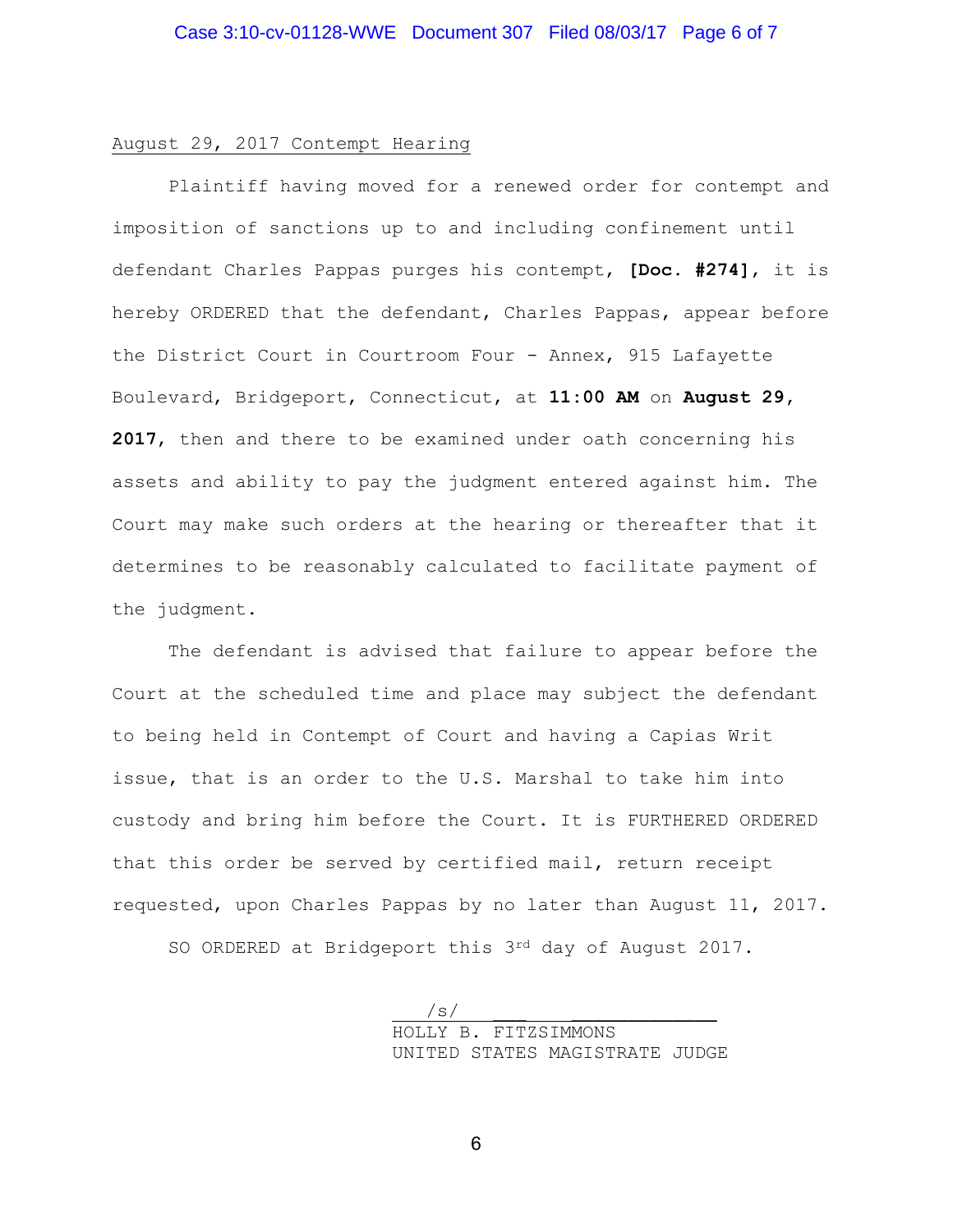<u>August 29, 2017 Contempt Hearing</u>

Plaintiff having moved for a renewed order for contempt and imposition of sanctions up to and including confinement until defendant Charles Pappas purges his contempt, **[Doc. #274]**, it is hereby ORDERED that the defendant, Charles Pappas, appear before the District Court in Courtroom Four - Annex, 915 Lafayette Boulevard, Bridgeport, Connecticut, at **11:00 AM** on **August 29, 2017**, then and there to be examined under oath concerning his assets and ability to pay the judgment entered against him. The Court may make such orders at the hearing or thereafter that it determines to be reasonably calculated to facilitate payment of the judgment.

The defendant is advised that failure to appear before the Court at the scheduled time and place may subject the defendant to being held in Contempt of Court and having a Capias Writ issue, that is an order to the U.S. Marshal to take him into custody and bring him before the Court. It is FURTHERED ORDERED that this order be served by certified mail, return receipt requested, upon Charles Pappas by no later than August 11, 2017.

SO ORDERED at Bridgeport this 3rd day of August 2017.

/s/
HOLLY B. FITZSIMMONS
UNITED STATES MAGISTRATE JUDGE